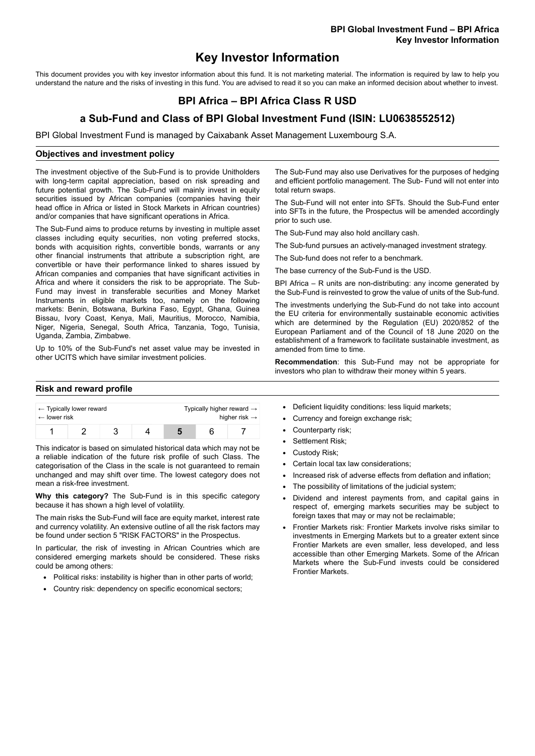# Key Investor Information

This document provides you with key investor information about this fund. It is not marketing material. The information is required by law to help you understand the nature and the risks of investing in this fund. You are advised to read it so you can make an informed decision about whether to invest.

## BPI Africa – BPI Africa Class R USD

## a Sub-Fund and Class of BPI Global Investment Fund (ISIN: LU0638552512)

BPI Global Investment Fund is managed by Caixabank Asset Management Luxembourg S.A.

### Objectives and investment policy

The investment objective of the Sub-Fund is to provide Unitholders with long-term capital appreciation, based on risk spreading and future potential growth. The Sub-Fund will mainly invest in equity securities issued by African companies (companies having their head office in Africa or listed in Stock Markets in African countries) and/or companies that have significant operations in Africa.

The Sub-Fund aims to produce returns by investing in multiple asset classes including equity securities, non voting preferred stocks, bonds with acquisition rights, convertible bonds, warrants or any other financial instruments that attribute a subscription right, are convertible or have their performance linked to shares issued by African companies and companies that have significant activities in Africa and where it considers the risk to be appropriate. The Sub-Fund may invest in transferable securities and Money Market Instruments in eligible markets too, namely on the following markets: Benin, Botswana, Burkina Faso, Egypt, Ghana, Guinea Bissau, Ivory Coast, Kenya, Mali, Mauritius, Morocco, Namibia, Niger, Nigeria, Senegal, South Africa, Tanzania, Togo, Tunisia, Uganda, Zambia, Zimbabwe.

Up to 10% of the Sub-Fund's net asset value may be invested in other UCITS which have similar investment policies.

The Sub-Fund may also use Derivatives for the purposes of hedging and efficient portfolio management. The Sub- Fund will not enter into total return swaps.

The Sub-Fund will not enter into SFTs. Should the Sub-Fund enter into SFTs in the future, the Prospectus will be amended accordingly prior to such use.

The Sub-Fund may also hold ancillary cash.

The Sub-fund pursues an actively-managed investment strategy.

The Sub-fund does not refer to a benchmark.

The base currency of the Sub-Fund is the USD.

BPI Africa – R units are non-distributing: any income generated by the Sub-Fund is reinvested to grow the value of units of the Sub-fund.

The investments underlying the Sub-Fund do not take into account the EU criteria for environmentally sustainable economic activities which are determined by the Regulation (EU) 2020/852 of the European Parliament and of the Council of 18 June 2020 on the establishment of a framework to facilitate sustainable investment, as amended from time to time.

**Recommendation**: this Sub-Fund may not be appropriate for investors who plan to withdraw their money within 5 years.

### Risk and reward profile

| ← Typically lower reward ← lower risk | | | | | | Typically higher reward → higher risk → |
|---|---|---|---|---|---|---|
| 1 | 2 | 3 | 4 | **5** | 6 | 7 |

This indicator is based on simulated historical data which may not be a reliable indication of the future risk profile of such Class. The categorisation of the Class in the scale is not guaranteed to remain unchanged and may shift over time. The lowest category does not mean a risk-free investment.

**Why this category?** The Sub-Fund is in this specific category because it has shown a high level of volatility.

The main risks the Sub-Fund will face are equity market, interest rate and currency volatility. An extensive outline of all the risk factors may be found under section 5 "RISK FACTORS" in the Prospectus.

In particular, the risk of investing in African Countries which are considered emerging markets should be considered. These risks could be among others:

- Political risks: instability is higher than in other parts of world;
- Country risk: dependency on specific economical sectors;
- Deficient liquidity conditions: less liquid markets;
- Currency and foreign exchange risk;
- Counterparty risk;
- Settlement Risk;
- Custody Risk;
- Certain local tax law considerations;
- Increased risk of adverse effects from deflation and inflation;
- The possibility of limitations of the judicial system;
- Dividend and interest payments from, and capital gains in respect of, emerging markets securities may be subject to foreign taxes that may or may not be reclaimable;
- Frontier Markets risk: Frontier Markets involve risks similar to investments in Emerging Markets but to a greater extent since Frontier Markets are even smaller, less developed, and less accessible than other Emerging Markets. Some of the African Markets where the Sub-Fund invests could be considered Frontier Markets.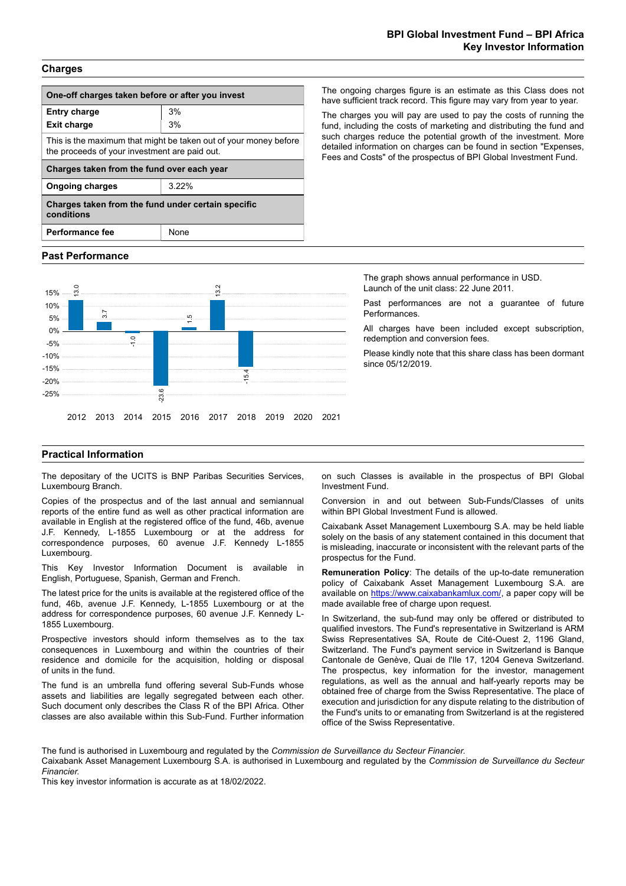## Charges

| One-off charges taken before or after you invest | |
|---|---|
| **Entry charge** | 3% |
| **Exit charge** | 3% |
| This is the maximum that might be taken out of your money before the proceeds of your investment are paid out. | |
| **Charges taken from the fund over each year** | |
| **Ongoing charges** | 3.22% |
| **Charges taken from the fund under certain specific conditions** | |
| **Performance fee** | None |

The ongoing charges figure is an estimate as this Class does not have sufficient track record. This figure may vary from year to year.

The charges you will pay are used to pay the costs of running the fund, including the costs of marketing and distributing the fund and such charges reduce the potential growth of the investment. More detailed information on charges can be found in section "Expenses, Fees and Costs" of the prospectus of BPI Global Investment Fund.

## Past Performance

15%
10%
5%
0%
-5%
-10%
-15%
-20%
-25%

13.0
3.7
-1.0
-23.6
1.5
13.2
-15.4

2012 2013 2014 2015 2016 2017 2018 2019 2020 2021

The graph shows annual performance in USD.
Launch of the unit class: 22 June 2011.

Past performances are not a guarantee of future Performances.

All charges have been included except subscription, redemption and conversion fees.

Please kindly note that this share class has been dormant since 05/12/2019.

## Practical Information

The depositary of the UCITS is BNP Paribas Securities Services, Luxembourg Branch.

Copies of the prospectus and of the last annual and semiannual reports of the entire fund as well as other practical information are available in English at the registered office of the fund, 46b, avenue J.F. Kennedy, L-1855 Luxembourg or at the address for correspondence purposes, 60 avenue J.F. Kennedy L-1855 Luxembourg.

This Key Investor Information Document is available in English, Portuguese, Spanish, German and French.

The latest price for the units is available at the registered office of the fund, 46b, avenue J.F. Kennedy, L-1855 Luxembourg or at the address for correspondence purposes, 60 avenue J.F. Kennedy L-1855 Luxembourg.

Prospective investors should inform themselves as to the tax consequences in Luxembourg and within the countries of their residence and domicile for the acquisition, holding or disposal of units in the fund.

The fund is an umbrella fund offering several Sub-Funds whose assets and liabilities are legally segregated between each other. Such document only describes the Class R of the BPI Africa. Other classes are also available within this Sub-Fund. Further information on such Classes is available in the prospectus of BPI Global Investment Fund.

Conversion in and out between Sub-Funds/Classes of units within BPI Global Investment Fund is allowed.

Caixabank Asset Management Luxembourg S.A. may be held liable solely on the basis of any statement contained in this document that is misleading, inaccurate or inconsistent with the relevant parts of the prospectus for the Fund.

**Remuneration Policy**: The details of the up-to-date remuneration policy of Caixabank Asset Management Luxembourg S.A. are available on https://www.caixabankamlux.com/, a paper copy will be made available free of charge upon request.

In Switzerland, the sub-fund may only be offered or distributed to qualified investors. The Fund's representative in Switzerland is ARM Swiss Representatives SA, Route de Cité-Ouest 2, 1196 Gland, Switzerland. The Fund's payment service in Switzerland is Banque Cantonale de Genève, Quai de l'Ile 17, 1204 Geneva Switzerland. The prospectus, key information for the investor, management regulations, as well as the annual and half-yearly reports may be obtained free of charge from the Swiss Representative. The place of execution and jurisdiction for any dispute relating to the distribution of the Fund's units to or emanating from Switzerland is at the registered office of the Swiss Representative.

The fund is authorised in Luxembourg and regulated by the *Commission de Surveillance du Secteur Financier.*
Caixabank Asset Management Luxembourg S.A. is authorised in Luxembourg and regulated by the *Commission de Surveillance du Secteur Financier.*
This key investor information is accurate as at 18/02/2022.